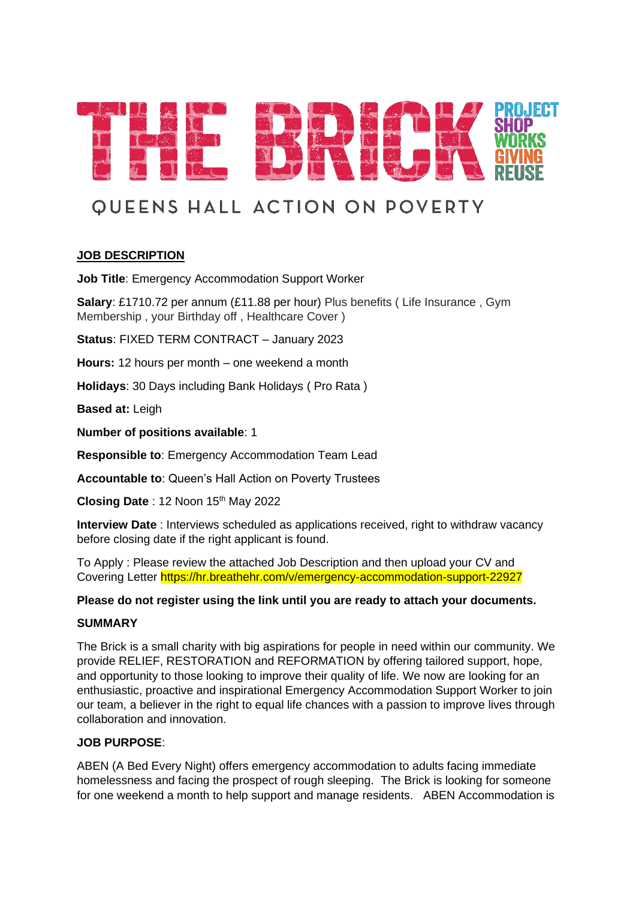# THE BRICK

PROJECT SHOP WORKS GIVING REUSE

QUEENS HALL ACTION ON POVERTY

**JOB DESCRIPTION**

**Job Title**: Emergency Accommodation Support Worker

**Salary**: £1710.72 per annum (£11.88 per hour) Plus benefits ( Life Insurance , Gym Membership , your Birthday off , Healthcare Cover )

**Status**: FIXED TERM CONTRACT – January 2023

**Hours:** 12 hours per month – one weekend a month

**Holidays**: 30 Days including Bank Holidays ( Pro Rata )

**Based at:** Leigh

**Number of positions available**: 1

**Responsible to**: Emergency Accommodation Team Lead

**Accountable to**: Queen's Hall Action on Poverty Trustees

**Closing Date** : 12 Noon 15th May 2022

**Interview Date** : Interviews scheduled as applications received, right to withdraw vacancy before closing date if the right applicant is found.

To Apply : Please review the attached Job Description and then upload your CV and Covering Letter https://hr.breathehr.com/v/emergency-accommodation-support-22927

**Please do not register using the link until you are ready to attach your documents.**

**SUMMARY**

The Brick is a small charity with big aspirations for people in need within our community. We provide RELIEF, RESTORATION and REFORMATION by offering tailored support, hope, and opportunity to those looking to improve their quality of life. We now are looking for an enthusiastic, proactive and inspirational Emergency Accommodation Support Worker to join our team, a believer in the right to equal life chances with a passion to improve lives through collaboration and innovation.

**JOB PURPOSE**:

ABEN (A Bed Every Night) offers emergency accommodation to adults facing immediate homelessness and facing the prospect of rough sleeping. The Brick is looking for someone for one weekend a month to help support and manage residents. ABEN Accommodation is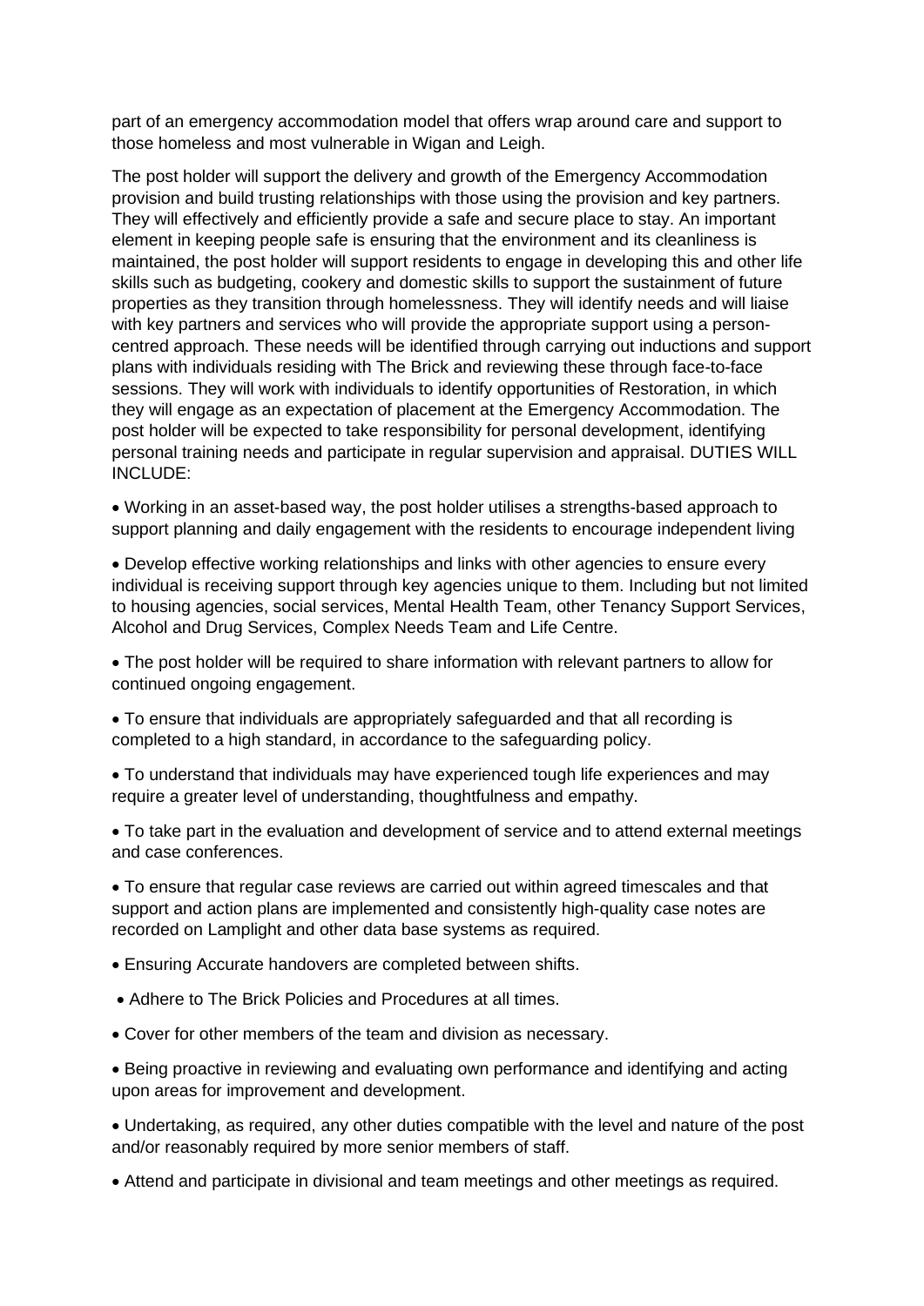part of an emergency accommodation model that offers wrap around care and support to those homeless and most vulnerable in Wigan and Leigh.

The post holder will support the delivery and growth of the Emergency Accommodation provision and build trusting relationships with those using the provision and key partners. They will effectively and efficiently provide a safe and secure place to stay. An important element in keeping people safe is ensuring that the environment and its cleanliness is maintained, the post holder will support residents to engage in developing this and other life skills such as budgeting, cookery and domestic skills to support the sustainment of future properties as they transition through homelessness. They will identify needs and will liaise with key partners and services who will provide the appropriate support using a person-centred approach. These needs will be identified through carrying out inductions and support plans with individuals residing with The Brick and reviewing these through face-to-face sessions. They will work with individuals to identify opportunities of Restoration, in which they will engage as an expectation of placement at the Emergency Accommodation. The post holder will be expected to take responsibility for personal development, identifying personal training needs and participate in regular supervision and appraisal. DUTIES WILL INCLUDE:

- Working in an asset-based way, the post holder utilises a strengths-based approach to support planning and daily engagement with the residents to encourage independent living
- Develop effective working relationships and links with other agencies to ensure every individual is receiving support through key agencies unique to them. Including but not limited to housing agencies, social services, Mental Health Team, other Tenancy Support Services, Alcohol and Drug Services, Complex Needs Team and Life Centre.
- The post holder will be required to share information with relevant partners to allow for continued ongoing engagement.
- To ensure that individuals are appropriately safeguarded and that all recording is completed to a high standard, in accordance to the safeguarding policy.
- To understand that individuals may have experienced tough life experiences and may require a greater level of understanding, thoughtfulness and empathy.
- To take part in the evaluation and development of service and to attend external meetings and case conferences.
- To ensure that regular case reviews are carried out within agreed timescales and that support and action plans are implemented and consistently high-quality case notes are recorded on Lamplight and other data base systems as required.
- Ensuring Accurate handovers are completed between shifts.
- Adhere to The Brick Policies and Procedures at all times.
- Cover for other members of the team and division as necessary.
- Being proactive in reviewing and evaluating own performance and identifying and acting upon areas for improvement and development.
- Undertaking, as required, any other duties compatible with the level and nature of the post and/or reasonably required by more senior members of staff.
- Attend and participate in divisional and team meetings and other meetings as required.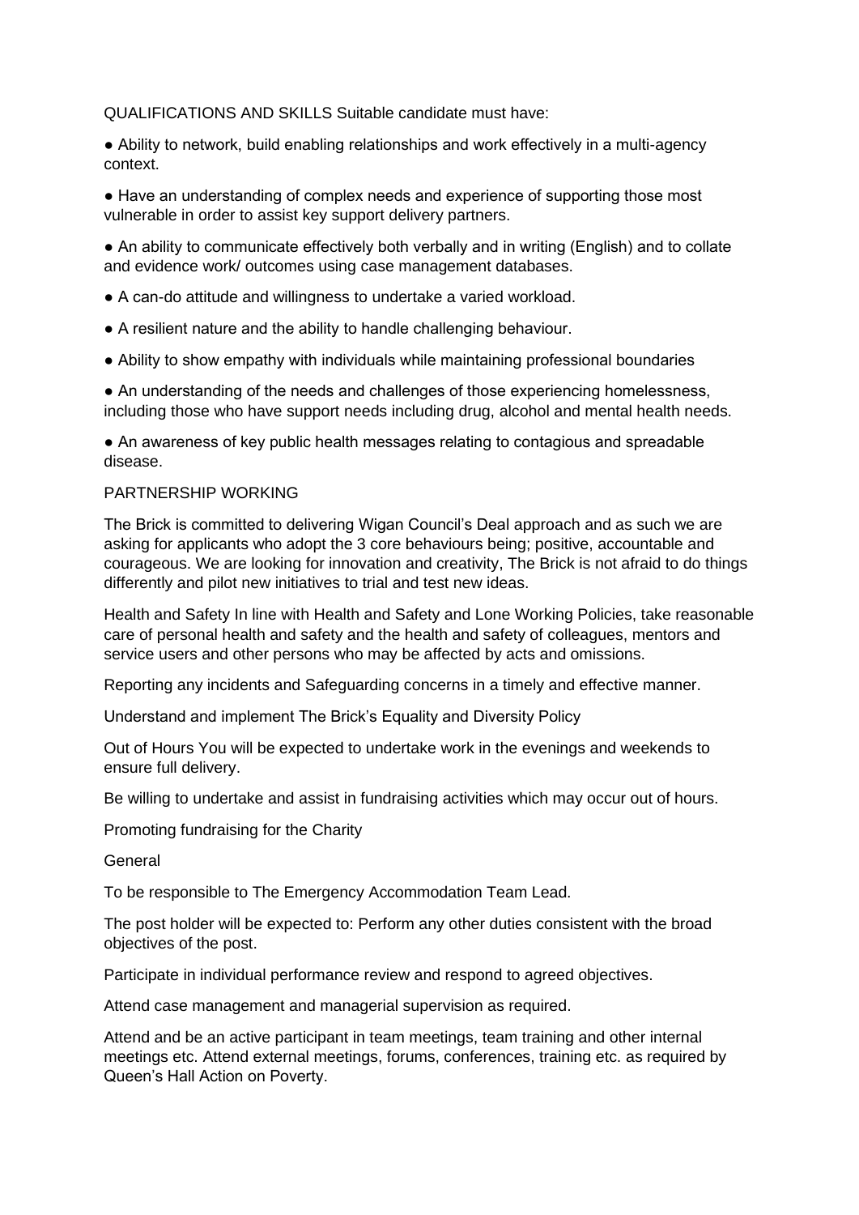QUALIFICATIONS AND SKILLS Suitable candidate must have:

- Ability to network, build enabling relationships and work effectively in a multi-agency context.
- Have an understanding of complex needs and experience of supporting those most vulnerable in order to assist key support delivery partners.
- An ability to communicate effectively both verbally and in writing (English) and to collate and evidence work/ outcomes using case management databases.
- A can-do attitude and willingness to undertake a varied workload.
- A resilient nature and the ability to handle challenging behaviour.
- Ability to show empathy with individuals while maintaining professional boundaries
- An understanding of the needs and challenges of those experiencing homelessness, including those who have support needs including drug, alcohol and mental health needs.
- An awareness of key public health messages relating to contagious and spreadable disease.

PARTNERSHIP WORKING

The Brick is committed to delivering Wigan Council's Deal approach and as such we are asking for applicants who adopt the 3 core behaviours being; positive, accountable and courageous. We are looking for innovation and creativity, The Brick is not afraid to do things differently and pilot new initiatives to trial and test new ideas.

Health and Safety In line with Health and Safety and Lone Working Policies, take reasonable care of personal health and safety and the health and safety of colleagues, mentors and service users and other persons who may be affected by acts and omissions.

Reporting any incidents and Safeguarding concerns in a timely and effective manner.

Understand and implement The Brick's Equality and Diversity Policy

Out of Hours You will be expected to undertake work in the evenings and weekends to ensure full delivery.

Be willing to undertake and assist in fundraising activities which may occur out of hours.

Promoting fundraising for the Charity

General

To be responsible to The Emergency Accommodation Team Lead.

The post holder will be expected to: Perform any other duties consistent with the broad objectives of the post.

Participate in individual performance review and respond to agreed objectives.

Attend case management and managerial supervision as required.

Attend and be an active participant in team meetings, team training and other internal meetings etc. Attend external meetings, forums, conferences, training etc. as required by Queen's Hall Action on Poverty.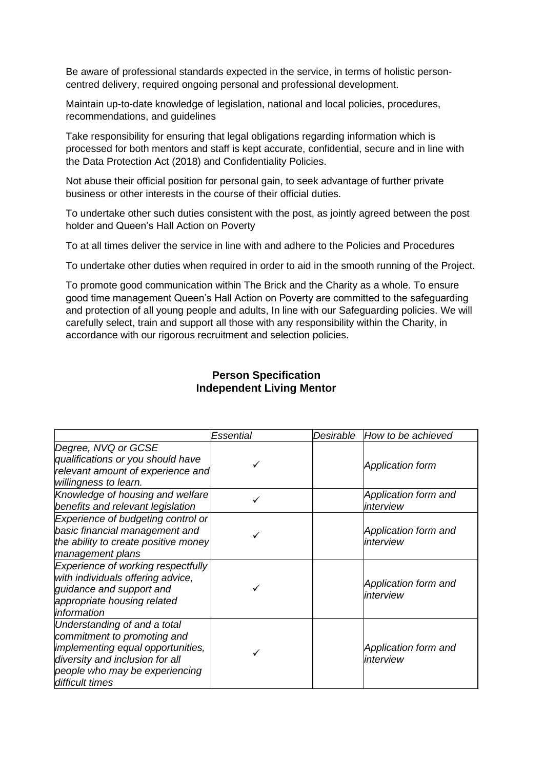Be aware of professional standards expected in the service, in terms of holistic person-centred delivery, required ongoing personal and professional development.

Maintain up-to-date knowledge of legislation, national and local policies, procedures, recommendations, and guidelines

Take responsibility for ensuring that legal obligations regarding information which is processed for both mentors and staff is kept accurate, confidential, secure and in line with the Data Protection Act (2018) and Confidentiality Policies.

Not abuse their official position for personal gain, to seek advantage of further private business or other interests in the course of their official duties.

To undertake other such duties consistent with the post, as jointly agreed between the post holder and Queen's Hall Action on Poverty

To at all times deliver the service in line with and adhere to the Policies and Procedures

To undertake other duties when required in order to aid in the smooth running of the Project.

To promote good communication within The Brick and the Charity as a whole. To ensure good time management Queen's Hall Action on Poverty are committed to the safeguarding and protection of all young people and adults, In line with our Safeguarding policies. We will carefully select, train and support all those with any responsibility within the Charity, in accordance with our rigorous recruitment and selection policies.

## Person Specification
## Independent Living Mentor

| | *Essential* | *Desirable* | *How to be achieved* |
|---|---|---|---|
| *Degree, NVQ or GCSE qualifications or you should have relevant amount of experience and willingness to learn.* | ✓ | | *Application form* |
| *Knowledge of housing and welfare benefits and relevant legislation* | ✓ | | *Application form and interview* |
| *Experience of budgeting control or basic financial management and the ability to create positive money management plans* | ✓ | | *Application form and interview* |
| *Experience of working respectfully with individuals offering advice, guidance and support and appropriate housing related information* | ✓ | | *Application form and interview* |
| *Understanding of and a total commitment to promoting and implementing equal opportunities, diversity and inclusion for all people who may be experiencing difficult times* | ✓ | | *Application form and interview* |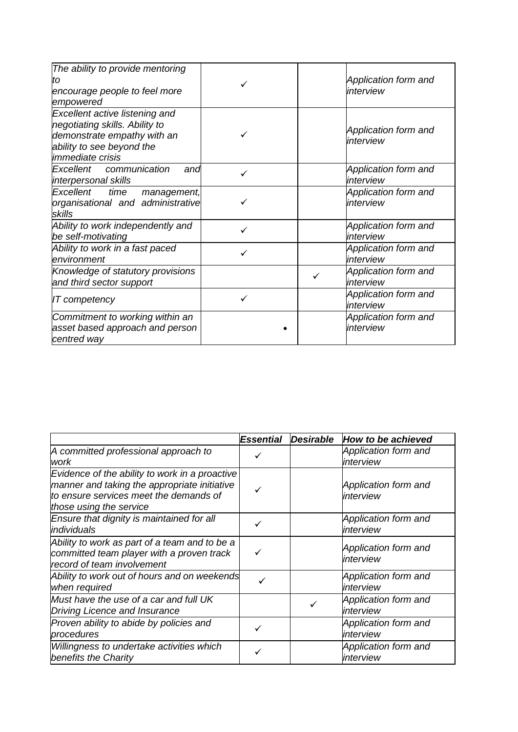| | | | |
|---|---|---|---|
| *The ability to provide mentoring to encourage people to feel more empowered* | ✓ | | *Application form and interview* |
| *Excellent active listening and negotiating skills. Ability to demonstrate empathy with an ability to see beyond the immediate crisis* | ✓ | | *Application form and interview* |
| *Excellent communication and interpersonal skills* | ✓ | | *Application form and interview* |
| *Excellent time management, organisational and administrative skills* | ✓ | | *Application form and interview* |
| *Ability to work independently and be self-motivating* | ✓ | | *Application form and interview* |
| *Ability to work in a fast paced environment* | ✓ | | *Application form and interview* |
| *Knowledge of statutory provisions and third sector support* | | ✓ | *Application form and interview* |
| *IT competency* | ✓ | | *Application form and interview* |
| *Commitment to working within an asset based approach and person centred way* | • | | *Application form and interview* |

| | *Essential* | *Desirable* | *How to be achieved* |
|---|---|---|---|
| *A committed professional approach to work* | ✓ | | *Application form and interview* |
| *Evidence of the ability to work in a proactive manner and taking the appropriate initiative to ensure services meet the demands of those using the service* | ✓ | | *Application form and interview* |
| *Ensure that dignity is maintained for all individuals* | ✓ | | *Application form and interview* |
| *Ability to work as part of a team and to be a committed team player with a proven track record of team involvement* | ✓ | | *Application form and interview* |
| *Ability to work out of hours and on weekends when required* | ✓ | | *Application form and interview* |
| *Must have the use of a car and full UK Driving Licence and Insurance* | | ✓ | *Application form and interview* |
| *Proven ability to abide by policies and procedures* | ✓ | | *Application form and interview* |
| *Willingness to undertake activities which benefits the Charity* | ✓ | | *Application form and interview* |